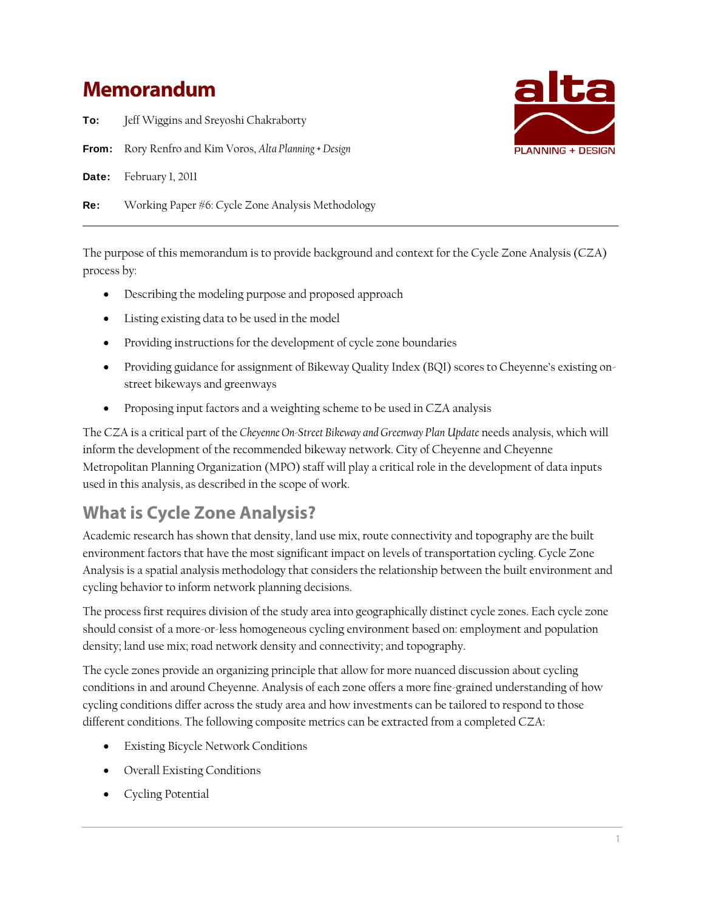# Memorandum

**To:** Jeff Wiggins and Sreyoshi Chakraborty

**From:** Rory Renfro and Kim Voros, *Alta Planning + Design*

**Date:** February 1, 2011

**Re:** Working Paper #6: Cycle Zone Analysis Methodology

---

The purpose of this memorandum is to provide background and context for the Cycle Zone Analysis (CZA) process by:

- Describing the modeling purpose and proposed approach
- Listing existing data to be used in the model
- Providing instructions for the development of cycle zone boundaries
- Providing guidance for assignment of Bikeway Quality Index (BQI) scores to Cheyenne's existing on-street bikeways and greenways
- Proposing input factors and a weighting scheme to be used in CZA analysis

The CZA is a critical part of the *Cheyenne On-Street Bikeway and Greenway Plan Update* needs analysis, which will inform the development of the recommended bikeway network. City of Cheyenne and Cheyenne Metropolitan Planning Organization (MPO) staff will play a critical role in the development of data inputs used in this analysis, as described in the scope of work.

## What is Cycle Zone Analysis?

Academic research has shown that density, land use mix, route connectivity and topography are the built environment factors that have the most significant impact on levels of transportation cycling. Cycle Zone Analysis is a spatial analysis methodology that considers the relationship between the built environment and cycling behavior to inform network planning decisions.

The process first requires division of the study area into geographically distinct cycle zones. Each cycle zone should consist of a more-or-less homogeneous cycling environment based on: employment and population density; land use mix; road network density and connectivity; and topography.

The cycle zones provide an organizing principle that allow for more nuanced discussion about cycling conditions in and around Cheyenne. Analysis of each zone offers a more fine-grained understanding of how cycling conditions differ across the study area and how investments can be tailored to respond to those different conditions. The following composite metrics can be extracted from a completed CZA:

- Existing Bicycle Network Conditions
- Overall Existing Conditions
- Cycling Potential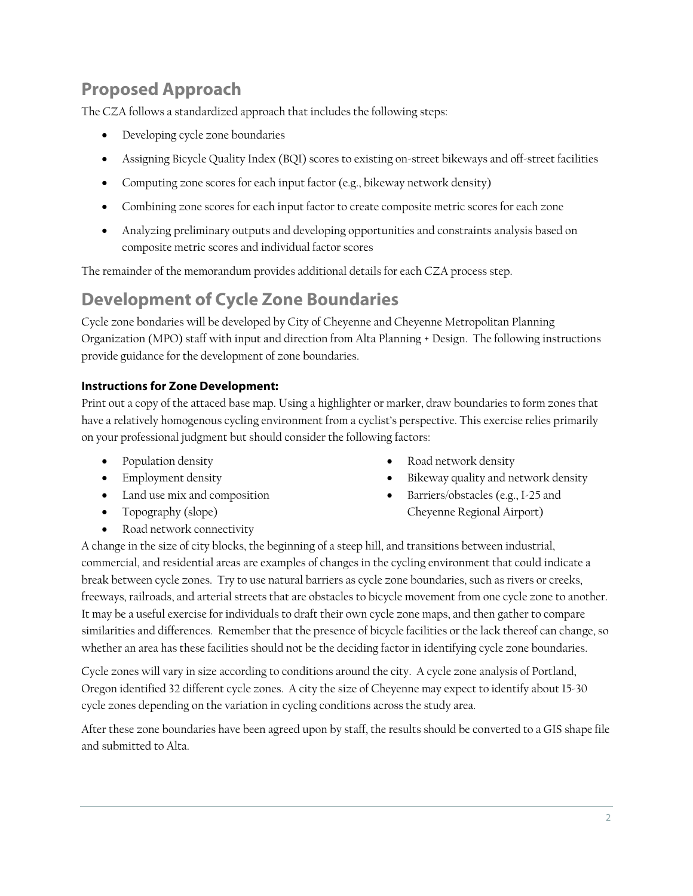## Proposed Approach

The CZA follows a standardized approach that includes the following steps:

- Developing cycle zone boundaries
- Assigning Bicycle Quality Index (BQI) scores to existing on-street bikeways and off-street facilities
- Computing zone scores for each input factor (e.g., bikeway network density)
- Combining zone scores for each input factor to create composite metric scores for each zone
- Analyzing preliminary outputs and developing opportunities and constraints analysis based on composite metric scores and individual factor scores

The remainder of the memorandum provides additional details for each CZA process step.

## Development of Cycle Zone Boundaries

Cycle zone bondaries will be developed by City of Cheyenne and Cheyenne Metropolitan Planning Organization (MPO) staff with input and direction from Alta Planning + Design. The following instructions provide guidance for the development of zone boundaries.

### Instructions for Zone Development:

Print out a copy of the attaced base map. Using a highlighter or marker, draw boundaries to form zones that have a relatively homogenous cycling environment from a cyclist's perspective. This exercise relies primarily on your professional judgment but should consider the following factors:

- Population density
- Employment density
- Land use mix and composition
- Topography (slope)
- Road network connectivity
- Road network density
- Bikeway quality and network density
- Barriers/obstacles (e.g., I-25 and Cheyenne Regional Airport)

A change in the size of city blocks, the beginning of a steep hill, and transitions between industrial, commercial, and residential areas are examples of changes in the cycling environment that could indicate a break between cycle zones. Try to use natural barriers as cycle zone boundaries, such as rivers or creeks, freeways, railroads, and arterial streets that are obstacles to bicycle movement from one cycle zone to another. It may be a useful exercise for individuals to draft their own cycle zone maps, and then gather to compare similarities and differences. Remember that the presence of bicycle facilities or the lack thereof can change, so whether an area has these facilities should not be the deciding factor in identifying cycle zone boundaries.

Cycle zones will vary in size according to conditions around the city. A cycle zone analysis of Portland, Oregon identified 32 different cycle zones. A city the size of Cheyenne may expect to identify about 15-30 cycle zones depending on the variation in cycling conditions across the study area.

After these zone boundaries have been agreed upon by staff, the results should be converted to a GIS shape file and submitted to Alta.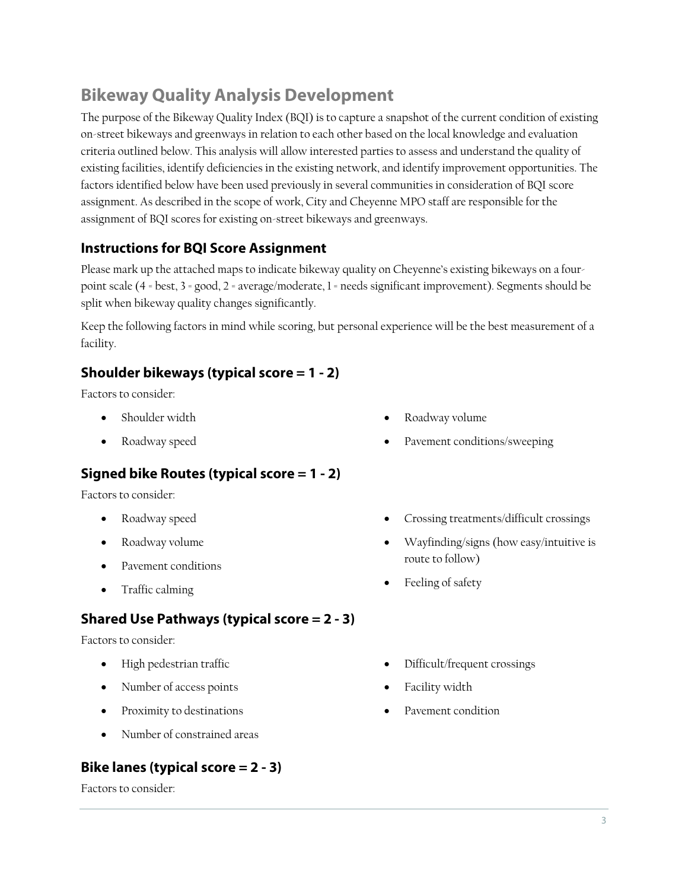## Bikeway Quality Analysis Development

The purpose of the Bikeway Quality Index (BQI) is to capture a snapshot of the current condition of existing on-street bikeways and greenways in relation to each other based on the local knowledge and evaluation criteria outlined below. This analysis will allow interested parties to assess and understand the quality of existing facilities, identify deficiencies in the existing network, and identify improvement opportunities. The factors identified below have been used previously in several communities in consideration of BQI score assignment. As described in the scope of work, City and Cheyenne MPO staff are responsible for the assignment of BQI scores for existing on-street bikeways and greenways.

### Instructions for BQI Score Assignment

Please mark up the attached maps to indicate bikeway quality on Cheyenne's existing bikeways on a four-point scale (4 = best, 3 = good, 2 = average/moderate, 1 = needs significant improvement). Segments should be split when bikeway quality changes significantly.

Keep the following factors in mind while scoring, but personal experience will be the best measurement of a facility.

### Shoulder bikeways (typical score = 1 - 2)

Factors to consider:

- Shoulder width
- Roadway speed
- Roadway volume
- Pavement conditions/sweeping

### Signed bike Routes (typical score = 1 - 2)

Factors to consider:

- Roadway speed
- Roadway volume
- Pavement conditions
- Traffic calming
- Crossing treatments/difficult crossings
- Wayfinding/signs (how easy/intuitive is route to follow)
- Feeling of safety

### Shared Use Pathways (typical score = 2 - 3)

Factors to consider:

- High pedestrian traffic
- Number of access points
- Proximity to destinations
- Number of constrained areas
- Difficult/frequent crossings
- Facility width
- Pavement condition

### Bike lanes (typical score = 2 - 3)

Factors to consider: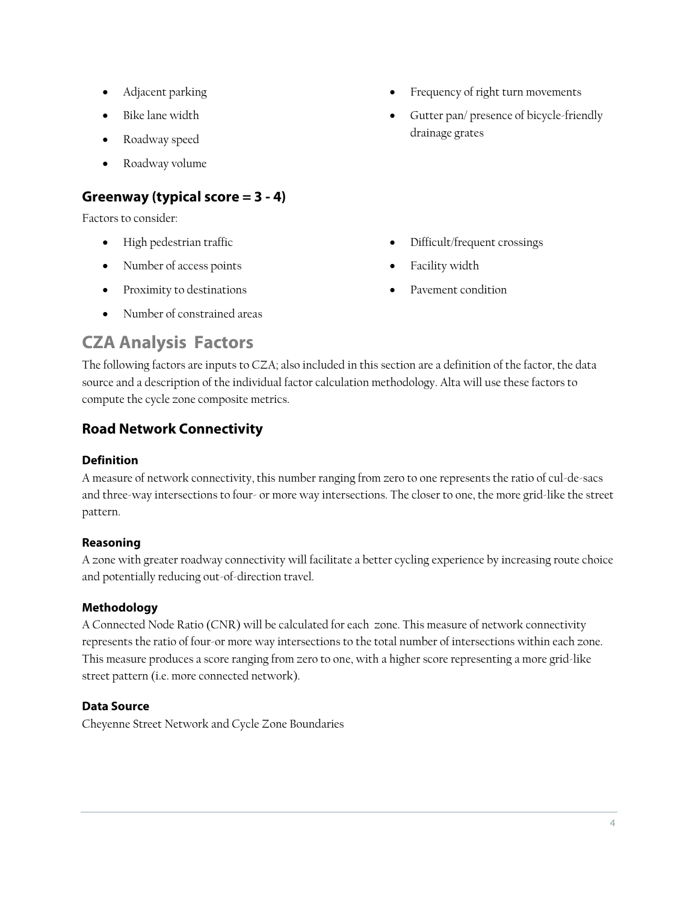- Adjacent parking
- Bike lane width
- Roadway speed
- Roadway volume
- Frequency of right turn movements
- Gutter pan/ presence of bicycle-friendly drainage grates

### Greenway (typical score = 3 - 4)

Factors to consider:

- High pedestrian traffic
- Number of access points
- Proximity to destinations
- Number of constrained areas
- Difficult/frequent crossings
- Facility width
- Pavement condition

## CZA Analysis Factors

The following factors are inputs to CZA; also included in this section are a definition of the factor, the data source and a description of the individual factor calculation methodology. Alta will use these factors to compute the cycle zone composite metrics.

### Road Network Connectivity

#### Definition

A measure of network connectivity, this number ranging from zero to one represents the ratio of cul-de-sacs and three-way intersections to four- or more way intersections. The closer to one, the more grid-like the street pattern.

#### Reasoning

A zone with greater roadway connectivity will facilitate a better cycling experience by increasing route choice and potentially reducing out-of-direction travel.

#### Methodology

A Connected Node Ratio (CNR) will be calculated for each zone. This measure of network connectivity represents the ratio of four-or more way intersections to the total number of intersections within each zone. This measure produces a score ranging from zero to one, with a higher score representing a more grid-like street pattern (i.e. more connected network).

#### Data Source

Cheyenne Street Network and Cycle Zone Boundaries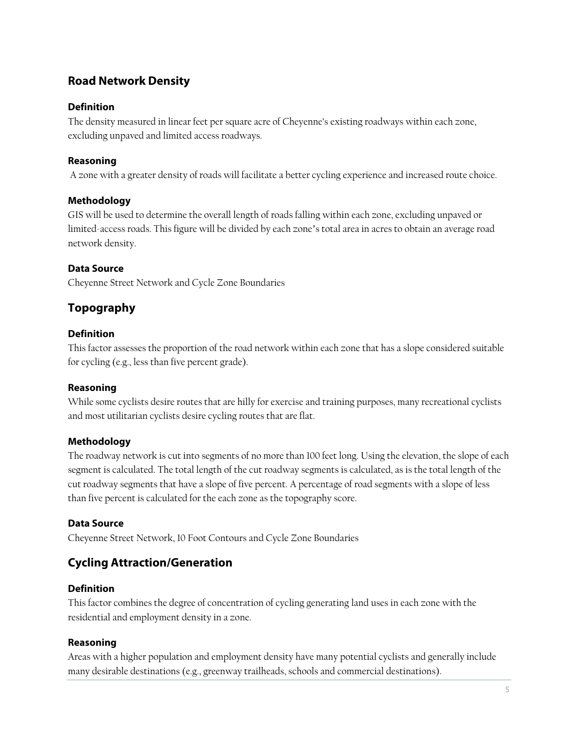## Road Network Density

### Definition

The density measured in linear feet per square acre of Cheyenne's existing roadways within each zone, excluding unpaved and limited access roadways.

### Reasoning

A zone with a greater density of roads will facilitate a better cycling experience and increased route choice.

### Methodology

GIS will be used to determine the overall length of roads falling within each zone, excluding unpaved or limited-access roads. This figure will be divided by each zone's total area in acres to obtain an average road network density.

### Data Source

Cheyenne Street Network and Cycle Zone Boundaries

## Topography

### Definition

This factor assesses the proportion of the road network within each zone that has a slope considered suitable for cycling (e.g., less than five percent grade).

### Reasoning

While some cyclists desire routes that are hilly for exercise and training purposes, many recreational cyclists and most utilitarian cyclists desire cycling routes that are flat.

### Methodology

The roadway network is cut into segments of no more than 100 feet long. Using the elevation, the slope of each segment is calculated. The total length of the cut roadway segments is calculated, as is the total length of the cut roadway segments that have a slope of five percent. A percentage of road segments with a slope of less than five percent is calculated for the each zone as the topography score.

### Data Source

Cheyenne Street Network, 10 Foot Contours and Cycle Zone Boundaries

## Cycling Attraction/Generation

### Definition

This factor combines the degree of concentration of cycling generating land uses in each zone with the residential and employment density in a zone.

### Reasoning

Areas with a higher population and employment density have many potential cyclists and generally include many desirable destinations (e.g., greenway trailheads, schools and commercial destinations).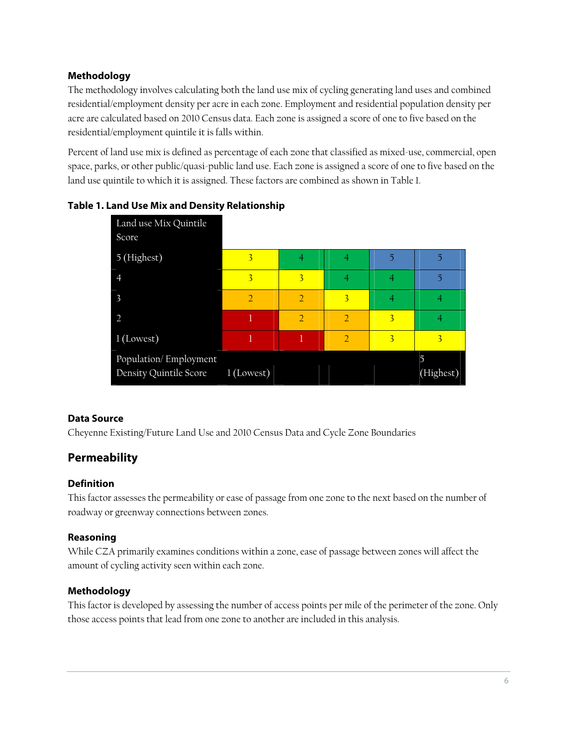### Methodology

The methodology involves calculating both the land use mix of cycling generating land uses and combined residential/employment density per acre in each zone. Employment and residential population density per acre are calculated based on 2010 Census data. Each zone is assigned a score of one to five based on the residential/employment quintile it is falls within.

Percent of land use mix is defined as percentage of each zone that classified as mixed-use, commercial, open space, parks, or other public/quasi-public land use. Each zone is assigned a score of one to five based on the land use quintile to which it is assigned. These factors are combined as shown in Table 1.

**Table 1. Land Use Mix and Density Relationship**

| Land use Mix Quintile Score | | | | | |
|---|---|---|---|---|---|
| 5 (Highest) | 3 | 4 | 4 | 5 | 5 |
| 4 | 3 | 3 | 4 | 4 | 5 |
| 3 | 2 | 2 | 3 | 4 | 4 |
| 2 | 1 | 2 | 2 | 3 | 4 |
| 1 (Lowest) | 1 | 1 | 2 | 3 | 3 |
| Population/ Employment Density Quintile Score | 1 (Lowest) | | | | 5 (Highest) |

### Data Source

Cheyenne Existing/Future Land Use and 2010 Census Data and Cycle Zone Boundaries

## Permeability

### Definition

This factor assesses the permeability or ease of passage from one zone to the next based on the number of roadway or greenway connections between zones.

### Reasoning

While CZA primarily examines conditions within a zone, ease of passage between zones will affect the amount of cycling activity seen within each zone.

### Methodology

This factor is developed by assessing the number of access points per mile of the perimeter of the zone. Only those access points that lead from one zone to another are included in this analysis.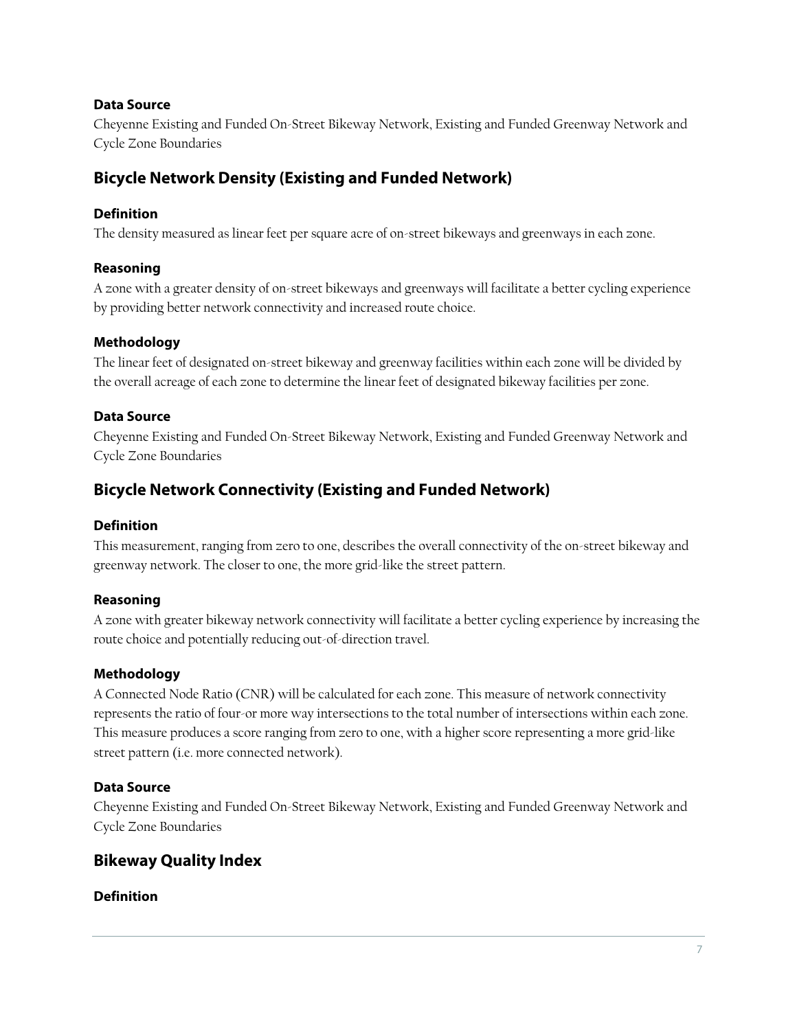### Data Source

Cheyenne Existing and Funded On-Street Bikeway Network, Existing and Funded Greenway Network and Cycle Zone Boundaries

## Bicycle Network Density (Existing and Funded Network)

### Definition

The density measured as linear feet per square acre of on-street bikeways and greenways in each zone.

### Reasoning

A zone with a greater density of on-street bikeways and greenways will facilitate a better cycling experience by providing better network connectivity and increased route choice.

### Methodology

The linear feet of designated on-street bikeway and greenway facilities within each zone will be divided by the overall acreage of each zone to determine the linear feet of designated bikeway facilities per zone.

### Data Source

Cheyenne Existing and Funded On-Street Bikeway Network, Existing and Funded Greenway Network and Cycle Zone Boundaries

## Bicycle Network Connectivity (Existing and Funded Network)

### Definition

This measurement, ranging from zero to one, describes the overall connectivity of the on-street bikeway and greenway network. The closer to one, the more grid-like the street pattern.

### Reasoning

A zone with greater bikeway network connectivity will facilitate a better cycling experience by increasing the route choice and potentially reducing out-of-direction travel.

### Methodology

A Connected Node Ratio (CNR) will be calculated for each zone. This measure of network connectivity represents the ratio of four-or more way intersections to the total number of intersections within each zone. This measure produces a score ranging from zero to one, with a higher score representing a more grid-like street pattern (i.e. more connected network).

### Data Source

Cheyenne Existing and Funded On-Street Bikeway Network, Existing and Funded Greenway Network and Cycle Zone Boundaries

## Bikeway Quality Index

### Definition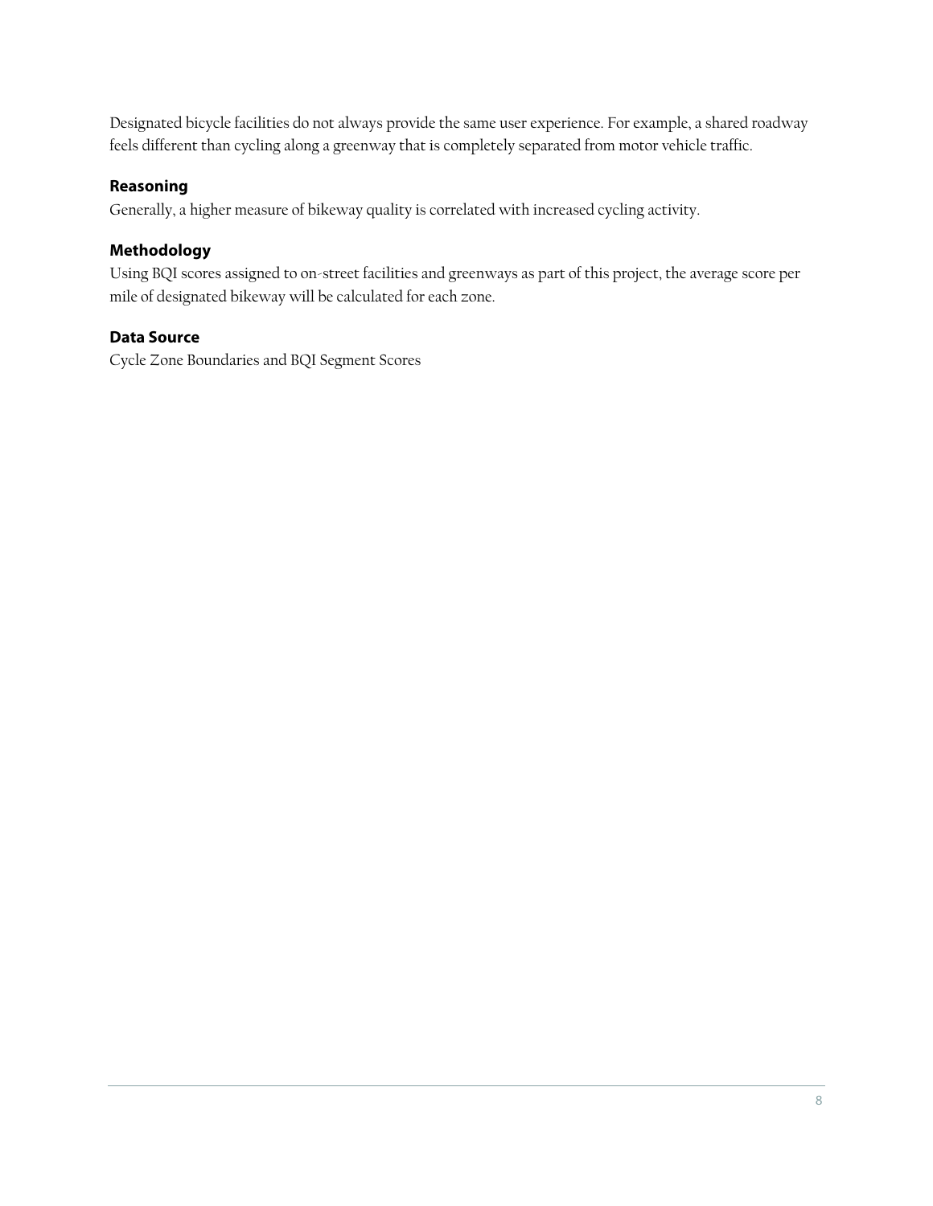Designated bicycle facilities do not always provide the same user experience. For example, a shared roadway feels different than cycling along a greenway that is completely separated from motor vehicle traffic.

### Reasoning

Generally, a higher measure of bikeway quality is correlated with increased cycling activity.

### Methodology

Using BQI scores assigned to on-street facilities and greenways as part of this project, the average score per mile of designated bikeway will be calculated for each zone.

### Data Source

Cycle Zone Boundaries and BQI Segment Scores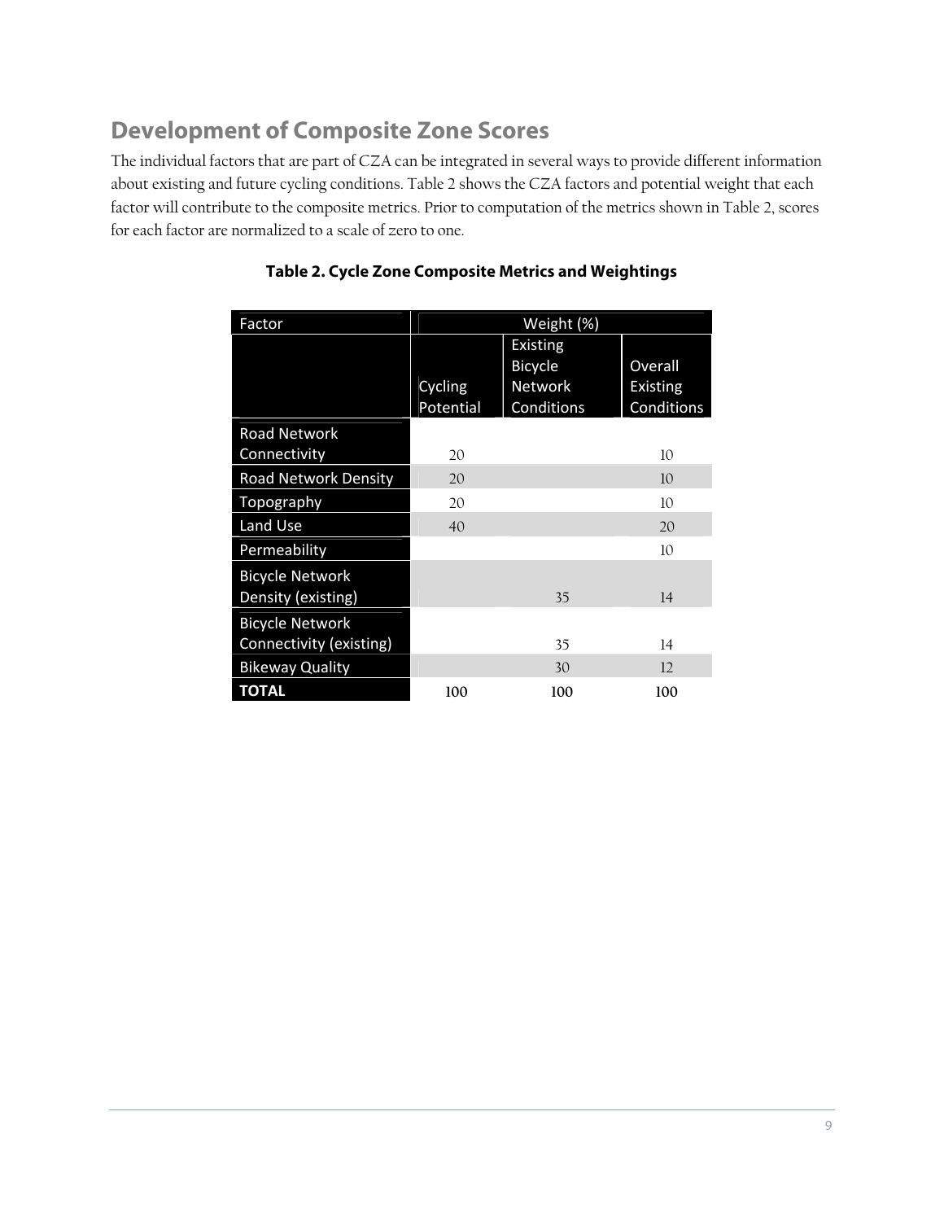## Development of Composite Zone Scores

The individual factors that are part of CZA can be integrated in several ways to provide different information about existing and future cycling conditions. Table 2 shows the CZA factors and potential weight that each factor will contribute to the composite metrics. Prior to computation of the metrics shown in Table 2, scores for each factor are normalized to a scale of zero to one.

**Table 2. Cycle Zone Composite Metrics and Weightings**

| Factor | Weight (%) | | |
|---|---|---|---|
| | Cycling Potential | Existing Bicycle Network Conditions | Overall Existing Conditions |
| Road Network Connectivity | 20 | | 10 |
| Road Network Density | 20 | | 10 |
| Topography | 20 | | 10 |
| Land Use | 40 | | 20 |
| Permeability | | | 10 |
| Bicycle Network Density (existing) | | 35 | 14 |
| Bicycle Network Connectivity (existing) | | 35 | 14 |
| Bikeway Quality | | 30 | 12 |
| **TOTAL** | **100** | **100** | **100** |